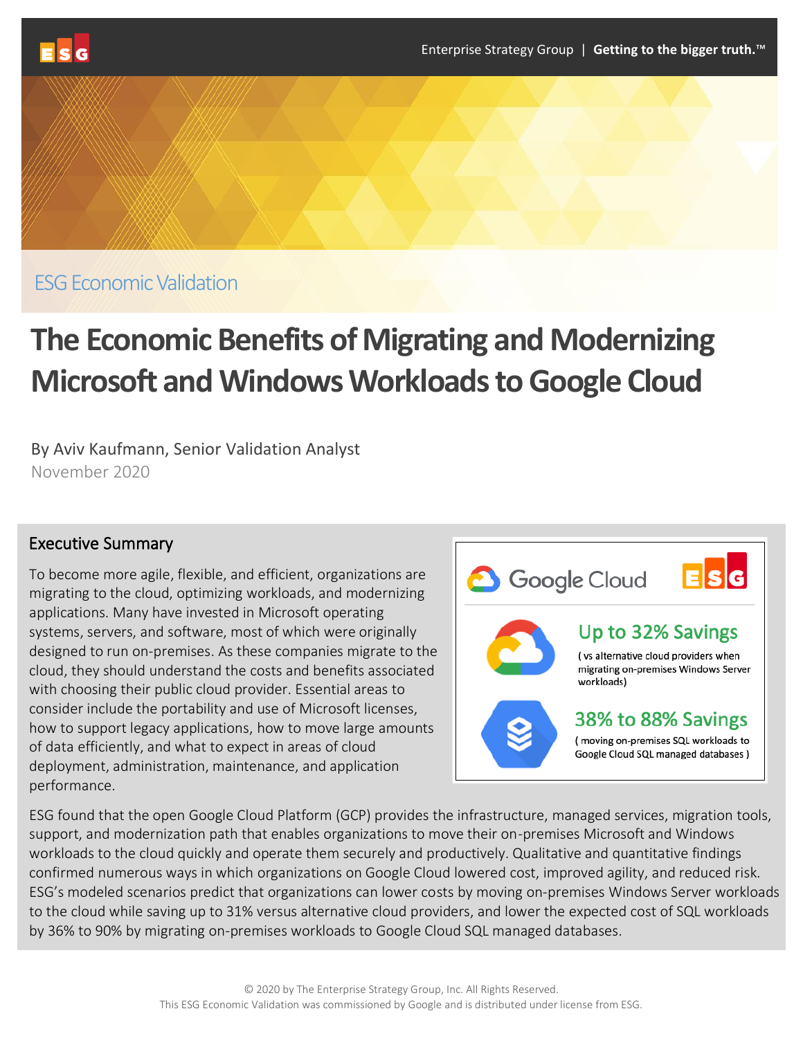ESG Economic Validation

# The Economic Benefits of Migrating and Modernizing Microsoft and Windows Workloads to Google Cloud

By Aviv Kaufmann, Senior Validation Analyst

November 2020

## Executive Summary

To become more agile, flexible, and efficient, organizations are migrating to the cloud, optimizing workloads, and modernizing applications. Many have invested in Microsoft operating systems, servers, and software, most of which were originally designed to run on-premises. As these companies migrate to the cloud, they should understand the costs and benefits associated with choosing their public cloud provider. Essential areas to consider include the portability and use of Microsoft licenses, how to support legacy applications, how to move large amounts of data efficiently, and what to expect in areas of cloud deployment, administration, maintenance, and application performance.

Google Cloud | ESG

**Up to 32% Savings**
(vs alternative cloud providers when migrating on-premises Windows Server workloads)

**38% to 88% Savings**
(moving on-premises SQL workloads to Google Cloud SQL managed databases)

ESG found that the open Google Cloud Platform (GCP) provides the infrastructure, managed services, migration tools, support, and modernization path that enables organizations to move their on-premises Microsoft and Windows workloads to the cloud quickly and operate them securely and productively. Qualitative and quantitative findings confirmed numerous ways in which organizations on Google Cloud lowered cost, improved agility, and reduced risk. ESG's modeled scenarios predict that organizations can lower costs by moving on-premises Windows Server workloads to the cloud while saving up to 31% versus alternative cloud providers, and lower the expected cost of SQL workloads by 36% to 90% by migrating on-premises workloads to Google Cloud SQL managed databases.

© 2020 by The Enterprise Strategy Group, Inc. All Rights Reserved.
This ESG Economic Validation was commissioned by Google and is distributed under license from ESG.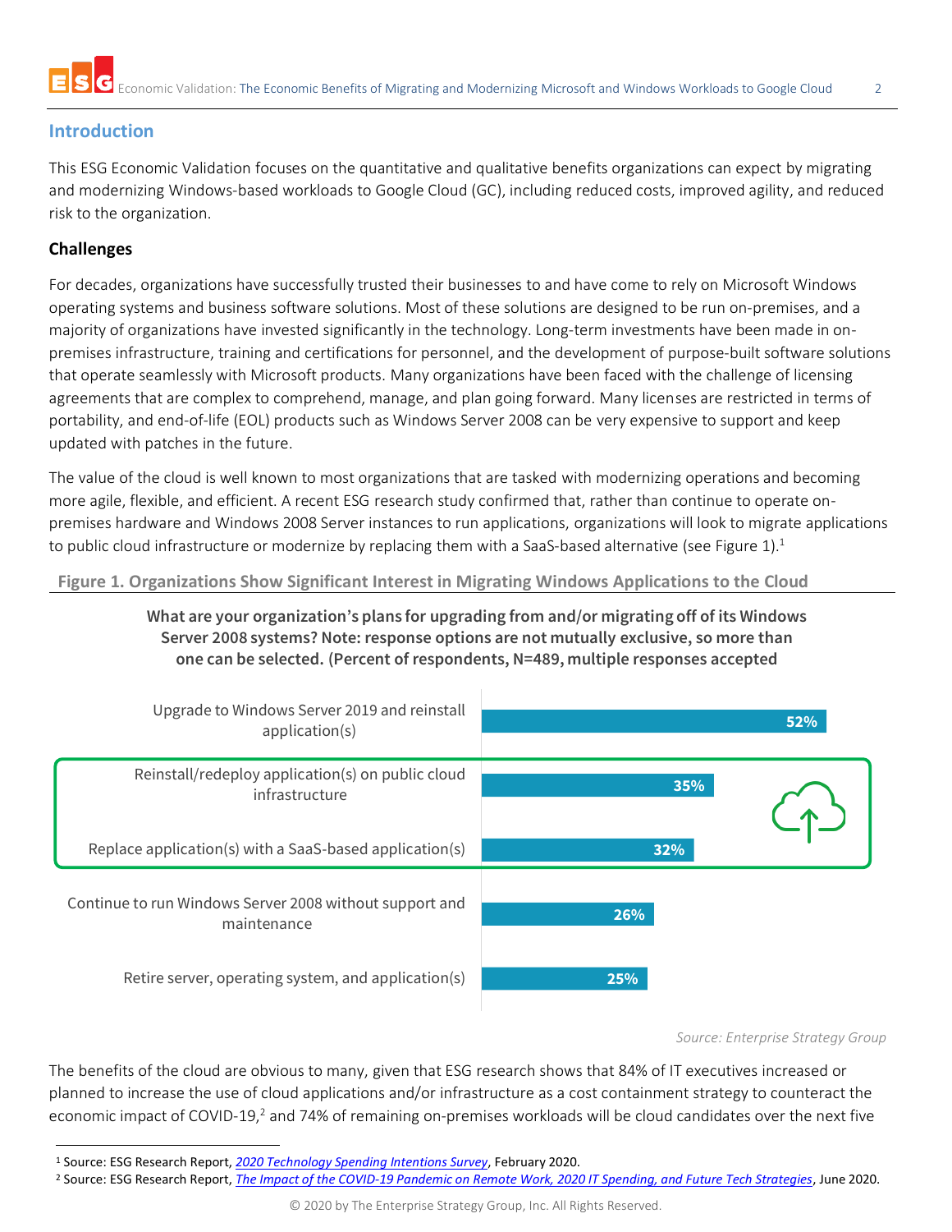## Introduction

This ESG Economic Validation focuses on the quantitative and qualitative benefits organizations can expect by migrating and modernizing Windows-based workloads to Google Cloud (GC), including reduced costs, improved agility, and reduced risk to the organization.

### Challenges

For decades, organizations have successfully trusted their businesses to and have come to rely on Microsoft Windows operating systems and business software solutions. Most of these solutions are designed to be run on-premises, and a majority of organizations have invested significantly in the technology. Long-term investments have been made in on-premises infrastructure, training and certifications for personnel, and the development of purpose-built software solutions that operate seamlessly with Microsoft products. Many organizations have been faced with the challenge of licensing agreements that are complex to comprehend, manage, and plan going forward. Many licenses are restricted in terms of portability, and end-of-life (EOL) products such as Windows Server 2008 can be very expensive to support and keep updated with patches in the future.

The value of the cloud is well known to most organizations that are tasked with modernizing operations and becoming more agile, flexible, and efficient. A recent ESG research study confirmed that, rather than continue to operate on-premises hardware and Windows 2008 Server instances to run applications, organizations will look to migrate applications to public cloud infrastructure or modernize by replacing them with a SaaS-based alternative (see Figure 1).[1]

**Figure 1. Organizations Show Significant Interest in Migrating Windows Applications to the Cloud**

**What are your organization's plans for upgrading from and/or migrating off of its Windows Server 2008 systems? Note: response options are not mutually exclusive, so more than one can be selected. (Percent of respondents, N=489, multiple responses accepted**

| Response | Percent |
| --- | --- |
| Upgrade to Windows Server 2019 and reinstall application(s) | 52% |
| Reinstall/redeploy application(s) on public cloud infrastructure | 35% |
| Replace application(s) with a SaaS-based application(s) | 32% |
| Continue to run Windows Server 2008 without support and maintenance | 26% |
| Retire server, operating system, and application(s) | 25% |

*Source: Enterprise Strategy Group*

The benefits of the cloud are obvious to many, given that ESG research shows that 84% of IT executives increased or planned to increase the use of cloud applications and/or infrastructure as a cost containment strategy to counteract the economic impact of COVID-19,[2] and 74% of remaining on-premises workloads will be cloud candidates over the next five

[1] Source: ESG Research Report, *2020 Technology Spending Intentions Survey*, February 2020.

[2] Source: ESG Research Report, *The Impact of the COVID-19 Pandemic on Remote Work, 2020 IT Spending, and Future Tech Strategies*, June 2020.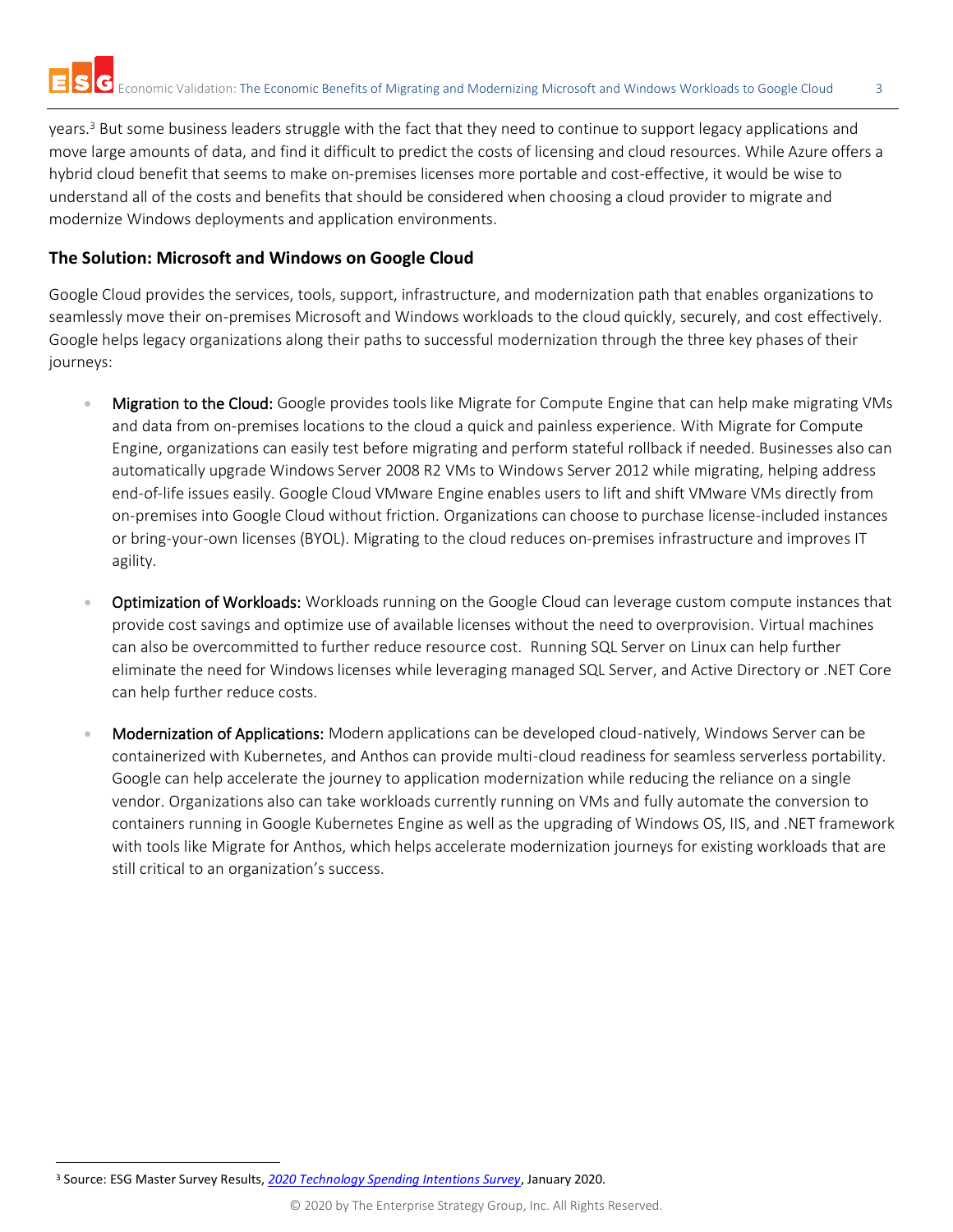years.[3] But some business leaders struggle with the fact that they need to continue to support legacy applications and move large amounts of data, and find it difficult to predict the costs of licensing and cloud resources. While Azure offers a hybrid cloud benefit that seems to make on-premises licenses more portable and cost-effective, it would be wise to understand all of the costs and benefits that should be considered when choosing a cloud provider to migrate and modernize Windows deployments and application environments.

## The Solution: Microsoft and Windows on Google Cloud

Google Cloud provides the services, tools, support, infrastructure, and modernization path that enables organizations to seamlessly move their on-premises Microsoft and Windows workloads to the cloud quickly, securely, and cost effectively. Google helps legacy organizations along their paths to successful modernization through the three key phases of their journeys:

- Migration to the Cloud: Google provides tools like Migrate for Compute Engine that can help make migrating VMs and data from on-premises locations to the cloud a quick and painless experience. With Migrate for Compute Engine, organizations can easily test before migrating and perform stateful rollback if needed. Businesses also can automatically upgrade Windows Server 2008 R2 VMs to Windows Server 2012 while migrating, helping address end-of-life issues easily. Google Cloud VMware Engine enables users to lift and shift VMware VMs directly from on-premises into Google Cloud without friction. Organizations can choose to purchase license-included instances or bring-your-own licenses (BYOL). Migrating to the cloud reduces on-premises infrastructure and improves IT agility.

- Optimization of Workloads: Workloads running on the Google Cloud can leverage custom compute instances that provide cost savings and optimize use of available licenses without the need to overprovision. Virtual machines can also be overcommitted to further reduce resource cost. Running SQL Server on Linux can help further eliminate the need for Windows licenses while leveraging managed SQL Server, and Active Directory or .NET Core can help further reduce costs.

- Modernization of Applications: Modern applications can be developed cloud-natively, Windows Server can be containerized with Kubernetes, and Anthos can provide multi-cloud readiness for seamless serverless portability. Google can help accelerate the journey to application modernization while reducing the reliance on a single vendor. Organizations also can take workloads currently running on VMs and fully automate the conversion to containers running in Google Kubernetes Engine as well as the upgrading of Windows OS, IIS, and .NET framework with tools like Migrate for Anthos, which helps accelerate modernization journeys for existing workloads that are still critical to an organization's success.

[3] Source: ESG Master Survey Results, *2020 Technology Spending Intentions Survey*, January 2020.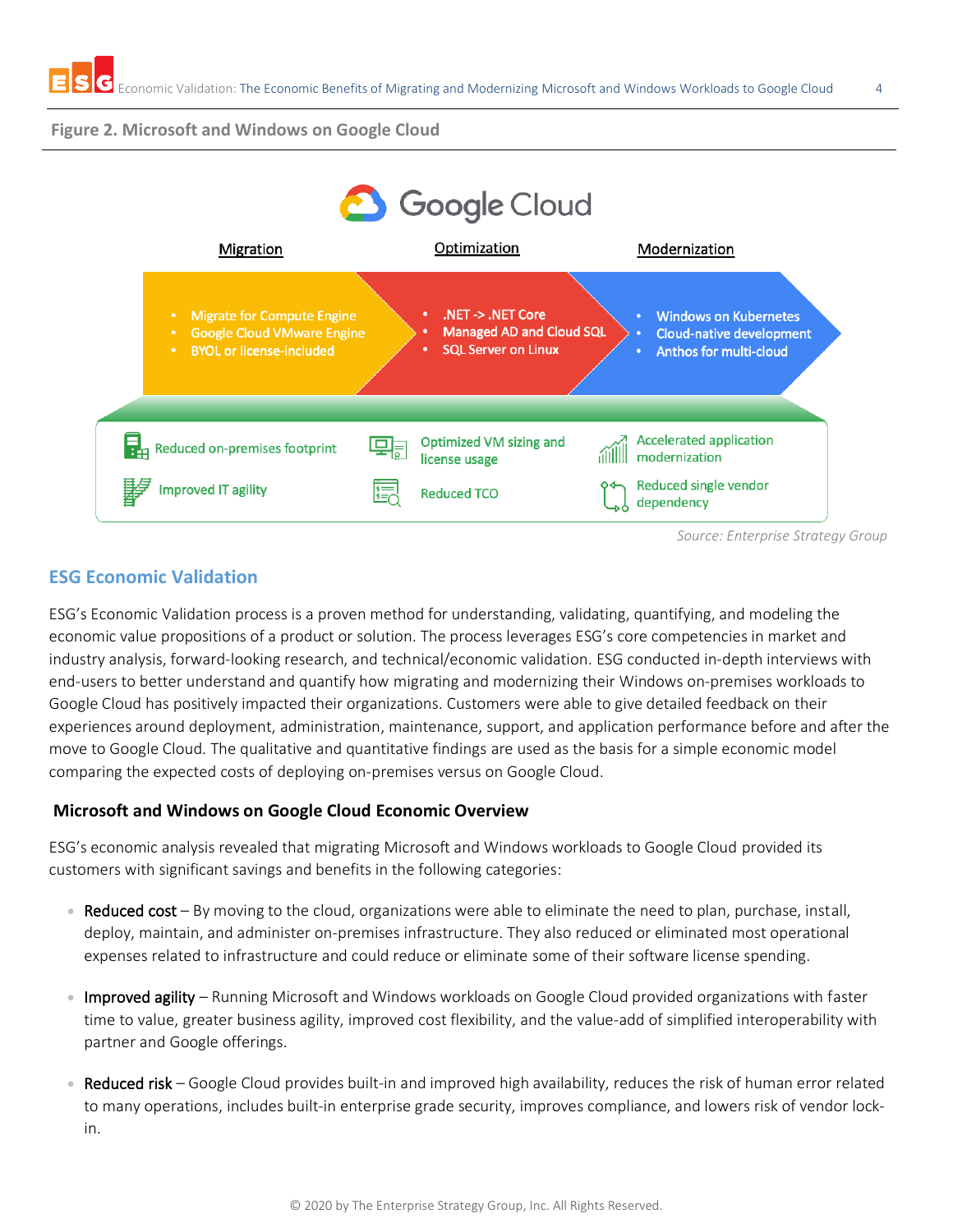**Figure 2. Microsoft and Windows on Google Cloud**

Google Cloud

**Migration**

- Migrate for Compute Engine
- Google Cloud VMware Engine
- BYOL or license-included

**Optimization**

- .NET -> .NET Core
- Managed AD and Cloud SQL
- SQL Server on Linux

**Modernization**

- Windows on Kubernetes
- Cloud-native development
- Anthos for multi-cloud

Reduced on-premises footprint | Optimized VM sizing and license usage | Accelerated application modernization

Improved IT agility | Reduced TCO | Reduced single vendor dependency

*Source: Enterprise Strategy Group*

## ESG Economic Validation

ESG's Economic Validation process is a proven method for understanding, validating, quantifying, and modeling the economic value propositions of a product or solution. The process leverages ESG's core competencies in market and industry analysis, forward-looking research, and technical/economic validation. ESG conducted in-depth interviews with end-users to better understand and quantify how migrating and modernizing their Windows on-premises workloads to Google Cloud has positively impacted their organizations. Customers were able to give detailed feedback on their experiences around deployment, administration, maintenance, support, and application performance before and after the move to Google Cloud. The qualitative and quantitative findings are used as the basis for a simple economic model comparing the expected costs of deploying on-premises versus on Google Cloud.

### Microsoft and Windows on Google Cloud Economic Overview

ESG's economic analysis revealed that migrating Microsoft and Windows workloads to Google Cloud provided its customers with significant savings and benefits in the following categories:

- Reduced cost – By moving to the cloud, organizations were able to eliminate the need to plan, purchase, install, deploy, maintain, and administer on-premises infrastructure. They also reduced or eliminated most operational expenses related to infrastructure and could reduce or eliminate some of their software license spending.
- Improved agility – Running Microsoft and Windows workloads on Google Cloud provided organizations with faster time to value, greater business agility, improved cost flexibility, and the value-add of simplified interoperability with partner and Google offerings.
- Reduced risk – Google Cloud provides built-in and improved high availability, reduces the risk of human error related to many operations, includes built-in enterprise grade security, improves compliance, and lowers risk of vendor lock-in.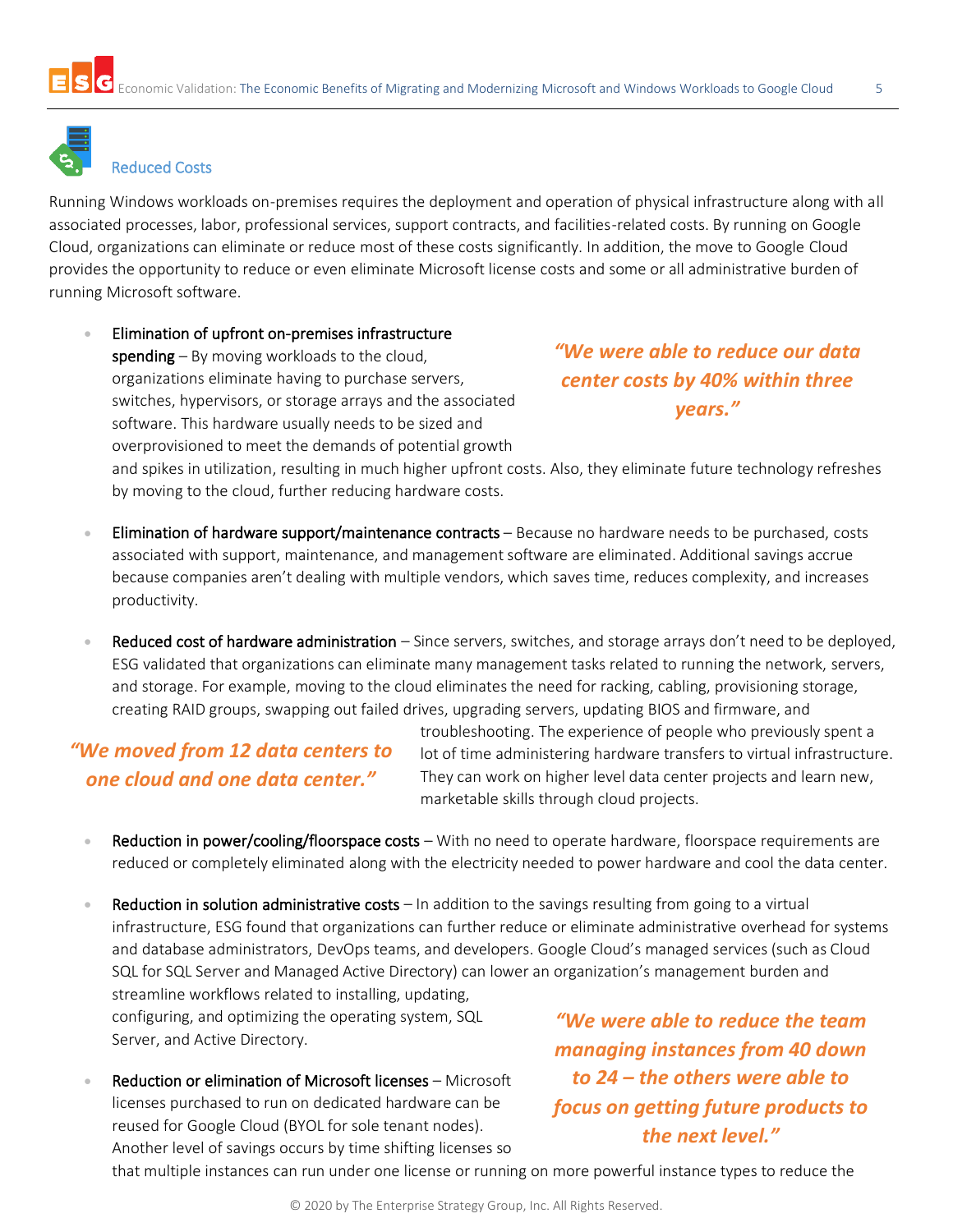## Reduced Costs

Running Windows workloads on-premises requires the deployment and operation of physical infrastructure along with all associated processes, labor, professional services, support contracts, and facilities-related costs. By running on Google Cloud, organizations can eliminate or reduce most of these costs significantly. In addition, the move to Google Cloud provides the opportunity to reduce or even eliminate Microsoft license costs and some or all administrative burden of running Microsoft software.

- Elimination of upfront on-premises infrastructure spending – By moving workloads to the cloud, organizations eliminate having to purchase servers, switches, hypervisors, or storage arrays and the associated software. This hardware usually needs to be sized and overprovisioned to meet the demands of potential growth and spikes in utilization, resulting in much higher upfront costs. Also, they eliminate future technology refreshes by moving to the cloud, further reducing hardware costs.

> ***"We were able to reduce our data center costs by 40% within three years."***

- Elimination of hardware support/maintenance contracts – Because no hardware needs to be purchased, costs associated with support, maintenance, and management software are eliminated. Additional savings accrue because companies aren't dealing with multiple vendors, which saves time, reduces complexity, and increases productivity.

- Reduced cost of hardware administration – Since servers, switches, and storage arrays don't need to be deployed, ESG validated that organizations can eliminate many management tasks related to running the network, servers, and storage. For example, moving to the cloud eliminates the need for racking, cabling, provisioning storage, creating RAID groups, swapping out failed drives, upgrading servers, updating BIOS and firmware, and troubleshooting. The experience of people who previously spent a lot of time administering hardware transfers to virtual infrastructure. They can work on higher level data center projects and learn new, marketable skills through cloud projects.

> ***"We moved from 12 data centers to one cloud and one data center."***

- Reduction in power/cooling/floorspace costs – With no need to operate hardware, floorspace requirements are reduced or completely eliminated along with the electricity needed to power hardware and cool the data center.

- Reduction in solution administrative costs – In addition to the savings resulting from going to a virtual infrastructure, ESG found that organizations can further reduce or eliminate administrative overhead for systems and database administrators, DevOps teams, and developers. Google Cloud's managed services (such as Cloud SQL for SQL Server and Managed Active Directory) can lower an organization's management burden and streamline workflows related to installing, updating, configuring, and optimizing the operating system, SQL Server, and Active Directory.

> ***"We were able to reduce the team managing instances from 40 down to 24 – the others were able to focus on getting future products to the next level."***

- Reduction or elimination of Microsoft licenses – Microsoft licenses purchased to run on dedicated hardware can be reused for Google Cloud (BYOL for sole tenant nodes). Another level of savings occurs by time shifting licenses so that multiple instances can run under one license or running on more powerful instance types to reduce the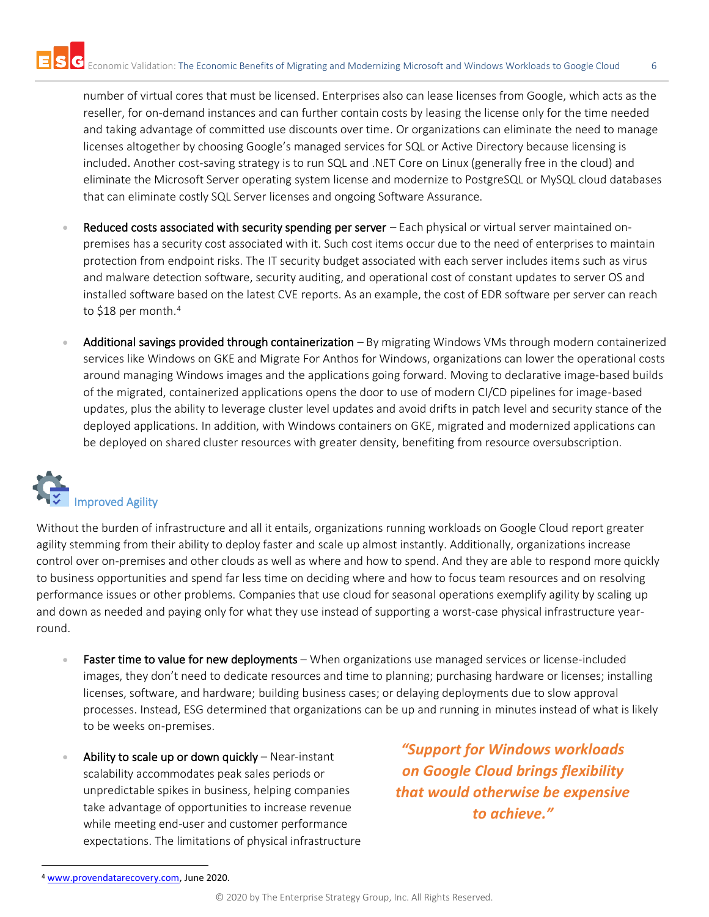number of virtual cores that must be licensed. Enterprises also can lease licenses from Google, which acts as the reseller, for on-demand instances and can further contain costs by leasing the license only for the time needed and taking advantage of committed use discounts over time. Or organizations can eliminate the need to manage licenses altogether by choosing Google's managed services for SQL or Active Directory because licensing is included. Another cost-saving strategy is to run SQL and .NET Core on Linux (generally free in the cloud) and eliminate the Microsoft Server operating system license and modernize to PostgreSQL or MySQL cloud databases that can eliminate costly SQL Server licenses and ongoing Software Assurance.

- Reduced costs associated with security spending per server – Each physical or virtual server maintained on-premises has a security cost associated with it. Such cost items occur due to the need of enterprises to maintain protection from endpoint risks. The IT security budget associated with each server includes items such as virus and malware detection software, security auditing, and operational cost of constant updates to server OS and installed software based on the latest CVE reports. As an example, the cost of EDR software per server can reach to $18 per month.[4]
- Additional savings provided through containerization – By migrating Windows VMs through modern containerized services like Windows on GKE and Migrate For Anthos for Windows, organizations can lower the operational costs around managing Windows images and the applications going forward. Moving to declarative image-based builds of the migrated, containerized applications opens the door to use of modern CI/CD pipelines for image-based updates, plus the ability to leverage cluster level updates and avoid drifts in patch level and security stance of the deployed applications. In addition, with Windows containers on GKE, migrated and modernized applications can be deployed on shared cluster resources with greater density, benefiting from resource oversubscription.

## Improved Agility

Without the burden of infrastructure and all it entails, organizations running workloads on Google Cloud report greater agility stemming from their ability to deploy faster and scale up almost instantly. Additionally, organizations increase control over on-premises and other clouds as well as where and how to spend. And they are able to respond more quickly to business opportunities and spend far less time on deciding where and how to focus team resources and on resolving performance issues or other problems. Companies that use cloud for seasonal operations exemplify agility by scaling up and down as needed and paying only for what they use instead of supporting a worst-case physical infrastructure year-round.

- Faster time to value for new deployments – When organizations use managed services or license-included images, they don't need to dedicate resources and time to planning; purchasing hardware or licenses; installing licenses, software, and hardware; building business cases; or delaying deployments due to slow approval processes. Instead, ESG determined that organizations can be up and running in minutes instead of what is likely to be weeks on-premises.
- Ability to scale up or down quickly – Near-instant scalability accommodates peak sales periods or unpredictable spikes in business, helping companies take advantage of opportunities to increase revenue while meeting end-user and customer performance expectations. The limitations of physical infrastructure

> ***"Support for Windows workloads on Google Cloud brings flexibility that would otherwise be expensive to achieve."***

[4] www.provendatarecovery.com, June 2020.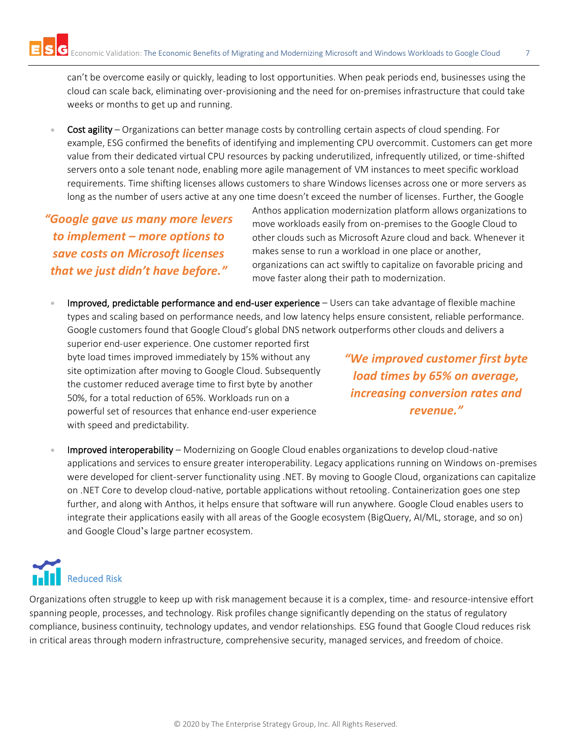can't be overcome easily or quickly, leading to lost opportunities. When peak periods end, businesses using the cloud can scale back, eliminating over-provisioning and the need for on-premises infrastructure that could take weeks or months to get up and running.

- Cost agility – Organizations can better manage costs by controlling certain aspects of cloud spending. For example, ESG confirmed the benefits of identifying and implementing CPU overcommit. Customers can get more value from their dedicated virtual CPU resources by packing underutilized, infrequently utilized, or time-shifted servers onto a sole tenant node, enabling more agile management of VM instances to meet specific workload requirements. Time shifting licenses allows customers to share Windows licenses across one or more servers as long as the number of users active at any one time doesn't exceed the number of licenses. Further, the Google Anthos application modernization platform allows organizations to move workloads easily from on-premises to the Google Cloud to other clouds such as Microsoft Azure cloud and back. Whenever it makes sense to run a workload in one place or another, organizations can act swiftly to capitalize on favorable pricing and move faster along their path to modernization.

> ***"Google gave us many more levers to implement – more options to save costs on Microsoft licenses that we just didn't have before."***

- Improved, predictable performance and end-user experience – Users can take advantage of flexible machine types and scaling based on performance needs, and low latency helps ensure consistent, reliable performance. Google customers found that Google Cloud's global DNS network outperforms other clouds and delivers a superior end-user experience. One customer reported first byte load times improved immediately by 15% without any site optimization after moving to Google Cloud. Subsequently the customer reduced average time to first byte by another 50%, for a total reduction of 65%. Workloads run on a powerful set of resources that enhance end-user experience with speed and predictability.

> ***"We improved customer first byte load times by 65% on average, increasing conversion rates and revenue."***

- Improved interoperability – Modernizing on Google Cloud enables organizations to develop cloud-native applications and services to ensure greater interoperability. Legacy applications running on Windows on-premises were developed for client-server functionality using .NET. By moving to Google Cloud, organizations can capitalize on .NET Core to develop cloud-native, portable applications without retooling. Containerization goes one step further, and along with Anthos, it helps ensure that software will run anywhere. Google Cloud enables users to integrate their applications easily with all areas of the Google ecosystem (BigQuery, AI/ML, storage, and so on) and Google Cloud's large partner ecosystem.

## Reduced Risk

Organizations often struggle to keep up with risk management because it is a complex, time- and resource-intensive effort spanning people, processes, and technology. Risk profiles change significantly depending on the status of regulatory compliance, business continuity, technology updates, and vendor relationships. ESG found that Google Cloud reduces risk in critical areas through modern infrastructure, comprehensive security, managed services, and freedom of choice.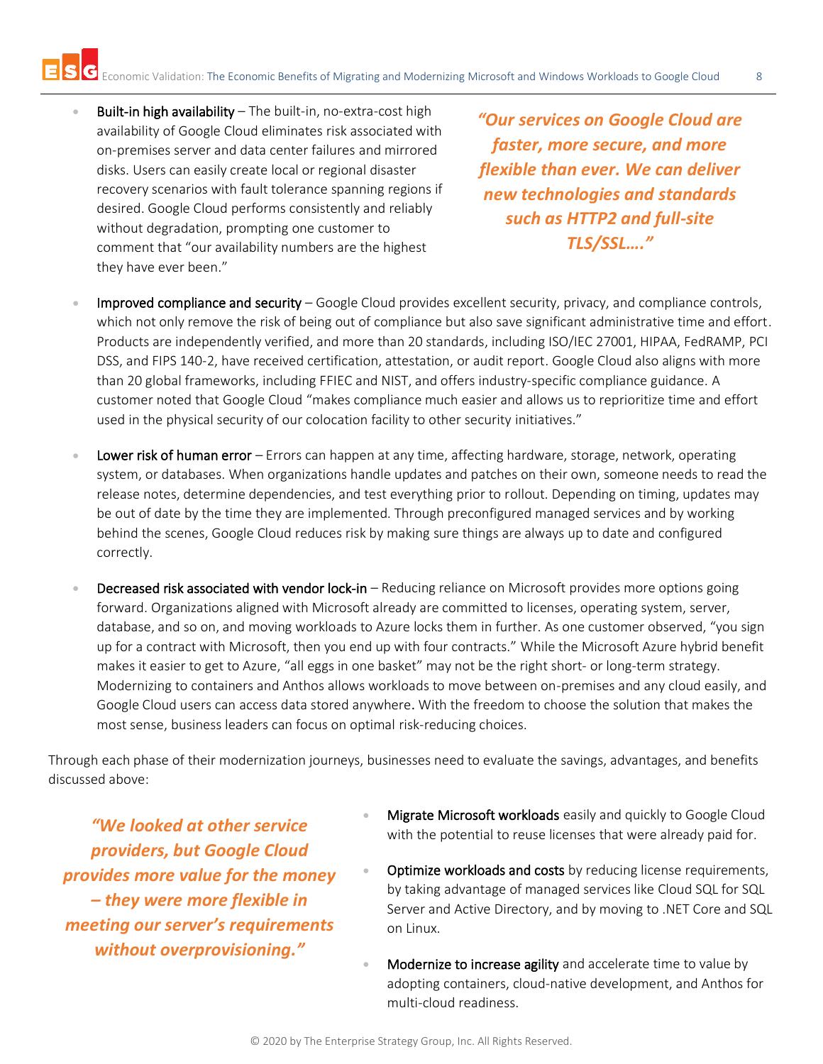- Built-in high availability – The built-in, no-extra-cost high availability of Google Cloud eliminates risk associated with on-premises server and data center failures and mirrored disks. Users can easily create local or regional disaster recovery scenarios with fault tolerance spanning regions if desired. Google Cloud performs consistently and reliably without degradation, prompting one customer to comment that "our availability numbers are the highest they have ever been."

***"Our services on Google Cloud are faster, more secure, and more flexible than ever. We can deliver new technologies and standards such as HTTP2 and full-site TLS/SSL…."***

- Improved compliance and security – Google Cloud provides excellent security, privacy, and compliance controls, which not only remove the risk of being out of compliance but also save significant administrative time and effort. Products are independently verified, and more than 20 standards, including ISO/IEC 27001, HIPAA, FedRAMP, PCI DSS, and FIPS 140-2, have received certification, attestation, or audit report. Google Cloud also aligns with more than 20 global frameworks, including FFIEC and NIST, and offers industry-specific compliance guidance. A customer noted that Google Cloud "makes compliance much easier and allows us to reprioritize time and effort used in the physical security of our colocation facility to other security initiatives."

- Lower risk of human error – Errors can happen at any time, affecting hardware, storage, network, operating system, or databases. When organizations handle updates and patches on their own, someone needs to read the release notes, determine dependencies, and test everything prior to rollout. Depending on timing, updates may be out of date by the time they are implemented. Through preconfigured managed services and by working behind the scenes, Google Cloud reduces risk by making sure things are always up to date and configured correctly.

- Decreased risk associated with vendor lock-in – Reducing reliance on Microsoft provides more options going forward. Organizations aligned with Microsoft already are committed to licenses, operating system, server, database, and so on, and moving workloads to Azure locks them in further. As one customer observed, "you sign up for a contract with Microsoft, then you end up with four contracts." While the Microsoft Azure hybrid benefit makes it easier to get to Azure, "all eggs in one basket" may not be the right short- or long-term strategy. Modernizing to containers and Anthos allows workloads to move between on-premises and any cloud easily, and Google Cloud users can access data stored anywhere. With the freedom to choose the solution that makes the most sense, business leaders can focus on optimal risk-reducing choices.

Through each phase of their modernization journeys, businesses need to evaluate the savings, advantages, and benefits discussed above:

***"We looked at other service providers, but Google Cloud provides more value for the money – they were more flexible in meeting our server's requirements without overprovisioning."***

- Migrate Microsoft workloads easily and quickly to Google Cloud with the potential to reuse licenses that were already paid for.
- Optimize workloads and costs by reducing license requirements, by taking advantage of managed services like Cloud SQL for SQL Server and Active Directory, and by moving to .NET Core and SQL on Linux.
- Modernize to increase agility and accelerate time to value by adopting containers, cloud-native development, and Anthos for multi-cloud readiness.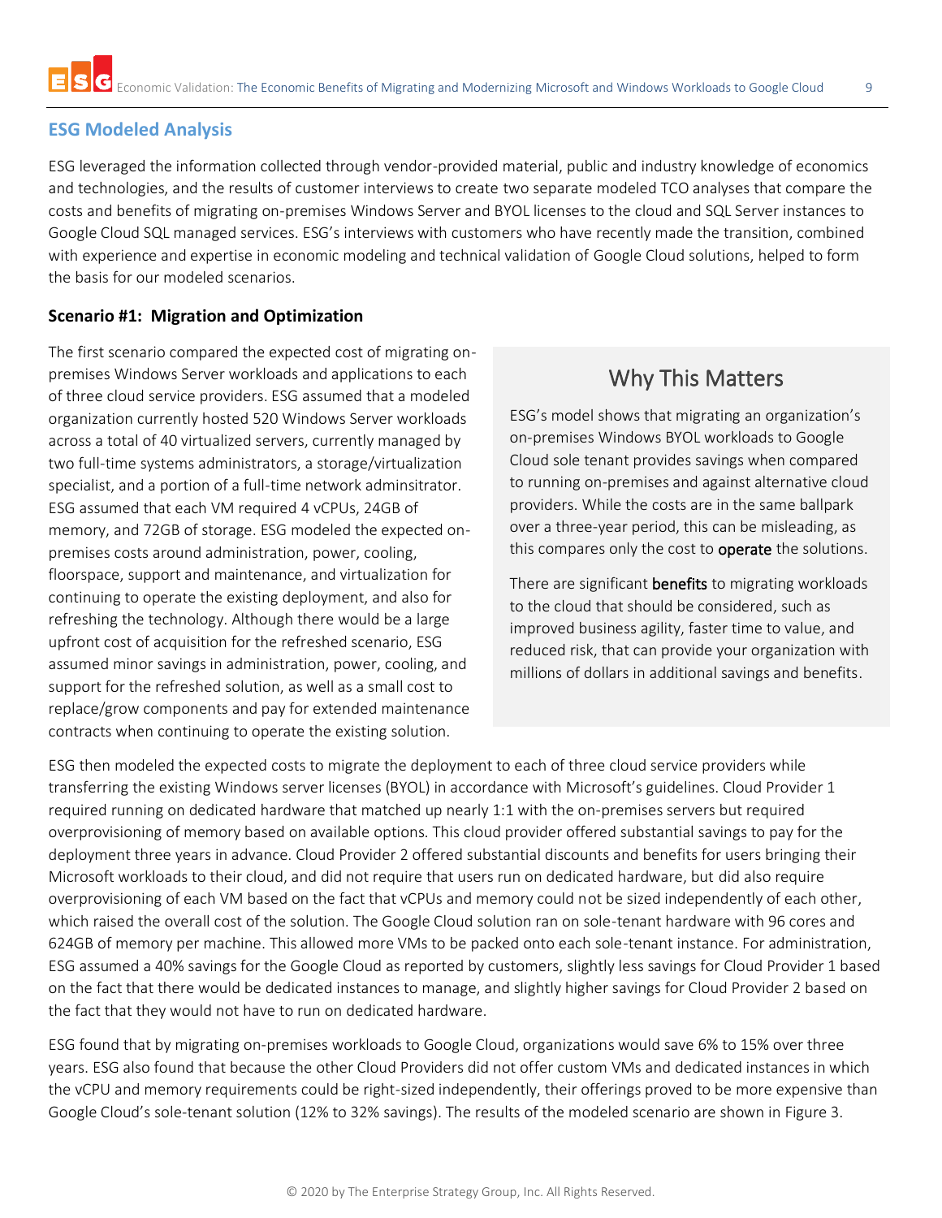## ESG Modeled Analysis

ESG leveraged the information collected through vendor-provided material, public and industry knowledge of economics and technologies, and the results of customer interviews to create two separate modeled TCO analyses that compare the costs and benefits of migrating on-premises Windows Server and BYOL licenses to the cloud and SQL Server instances to Google Cloud SQL managed services. ESG's interviews with customers who have recently made the transition, combined with experience and expertise in economic modeling and technical validation of Google Cloud solutions, helped to form the basis for our modeled scenarios.

### Scenario #1: Migration and Optimization

The first scenario compared the expected cost of migrating on-premises Windows Server workloads and applications to each of three cloud service providers. ESG assumed that a modeled organization currently hosted 520 Windows Server workloads across a total of 40 virtualized servers, currently managed by two full-time systems administrators, a storage/virtualization specialist, and a portion of a full-time network adminsitrator. ESG assumed that each VM required 4 vCPUs, 24GB of memory, and 72GB of storage. ESG modeled the expected on-premises costs around administration, power, cooling, floorspace, support and maintenance, and virtualization for continuing to operate the existing deployment, and also for refreshing the technology. Although there would be a large upfront cost of acquisition for the refreshed scenario, ESG assumed minor savings in administration, power, cooling, and support for the refreshed solution, as well as a small cost to replace/grow components and pay for extended maintenance contracts when continuing to operate the existing solution.

> **Why This Matters**
>
> ESG's model shows that migrating an organization's on-premises Windows BYOL workloads to Google Cloud sole tenant provides savings when compared to running on-premises and against alternative cloud providers. While the costs are in the same ballpark over a three-year period, this can be misleading, as this compares only the cost to operate the solutions.
>
> There are significant benefits to migrating workloads to the cloud that should be considered, such as improved business agility, faster time to value, and reduced risk, that can provide your organization with millions of dollars in additional savings and benefits.

ESG then modeled the expected costs to migrate the deployment to each of three cloud service providers while transferring the existing Windows server licenses (BYOL) in accordance with Microsoft's guidelines. Cloud Provider 1 required running on dedicated hardware that matched up nearly 1:1 with the on-premises servers but required overprovisioning of memory based on available options. This cloud provider offered substantial savings to pay for the deployment three years in advance. Cloud Provider 2 offered substantial discounts and benefits for users bringing their Microsoft workloads to their cloud, and did not require that users run on dedicated hardware, but did also require overprovisioning of each VM based on the fact that vCPUs and memory could not be sized independently of each other, which raised the overall cost of the solution. The Google Cloud solution ran on sole-tenant hardware with 96 cores and 624GB of memory per machine. This allowed more VMs to be packed onto each sole-tenant instance. For administration, ESG assumed a 40% savings for the Google Cloud as reported by customers, slightly less savings for Cloud Provider 1 based on the fact that there would be dedicated instances to manage, and slightly higher savings for Cloud Provider 2 based on the fact that they would not have to run on dedicated hardware.

ESG found that by migrating on-premises workloads to Google Cloud, organizations would save 6% to 15% over three years. ESG also found that because the other Cloud Providers did not offer custom VMs and dedicated instances in which the vCPU and memory requirements could be right-sized independently, their offerings proved to be more expensive than Google Cloud's sole-tenant solution (12% to 32% savings). The results of the modeled scenario are shown in Figure 3.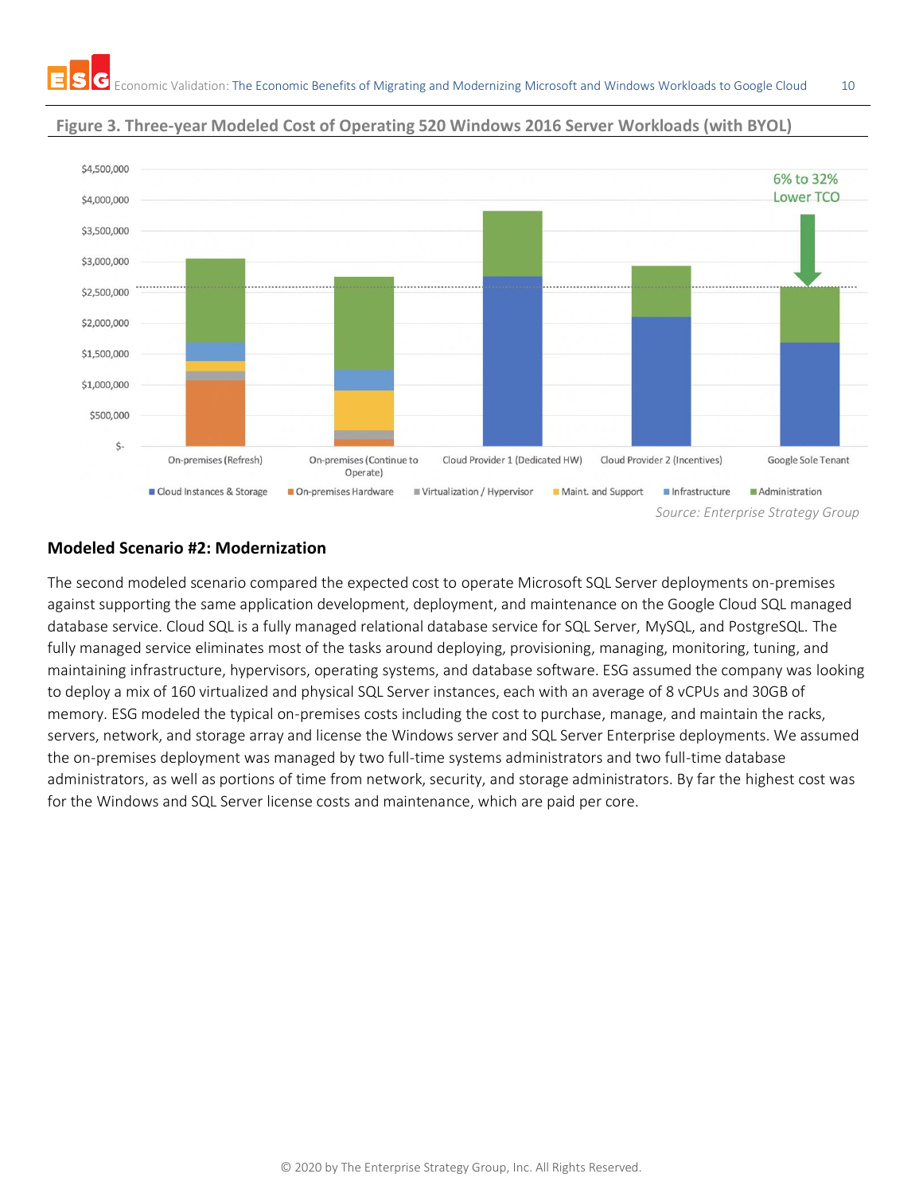**Figure 3. Three-year Modeled Cost of Operating 520 Windows 2016 Server Workloads (with BYOL)**

Source: Enterprise Strategy Group

### Modeled Scenario #2: Modernization

The second modeled scenario compared the expected cost to operate Microsoft SQL Server deployments on-premises against supporting the same application development, deployment, and maintenance on the Google Cloud SQL managed database service. Cloud SQL is a fully managed relational database service for SQL Server, MySQL, and PostgreSQL. The fully managed service eliminates most of the tasks around deploying, provisioning, managing, monitoring, tuning, and maintaining infrastructure, hypervisors, operating systems, and database software. ESG assumed the company was looking to deploy a mix of 160 virtualized and physical SQL Server instances, each with an average of 8 vCPUs and 30GB of memory. ESG modeled the typical on-premises costs including the cost to purchase, manage, and maintain the racks, servers, network, and storage array and license the Windows server and SQL Server Enterprise deployments. We assumed the on-premises deployment was managed by two full-time systems administrators and two full-time database administrators, as well as portions of time from network, security, and storage administrators. By far the highest cost was for the Windows and SQL Server license costs and maintenance, which are paid per core.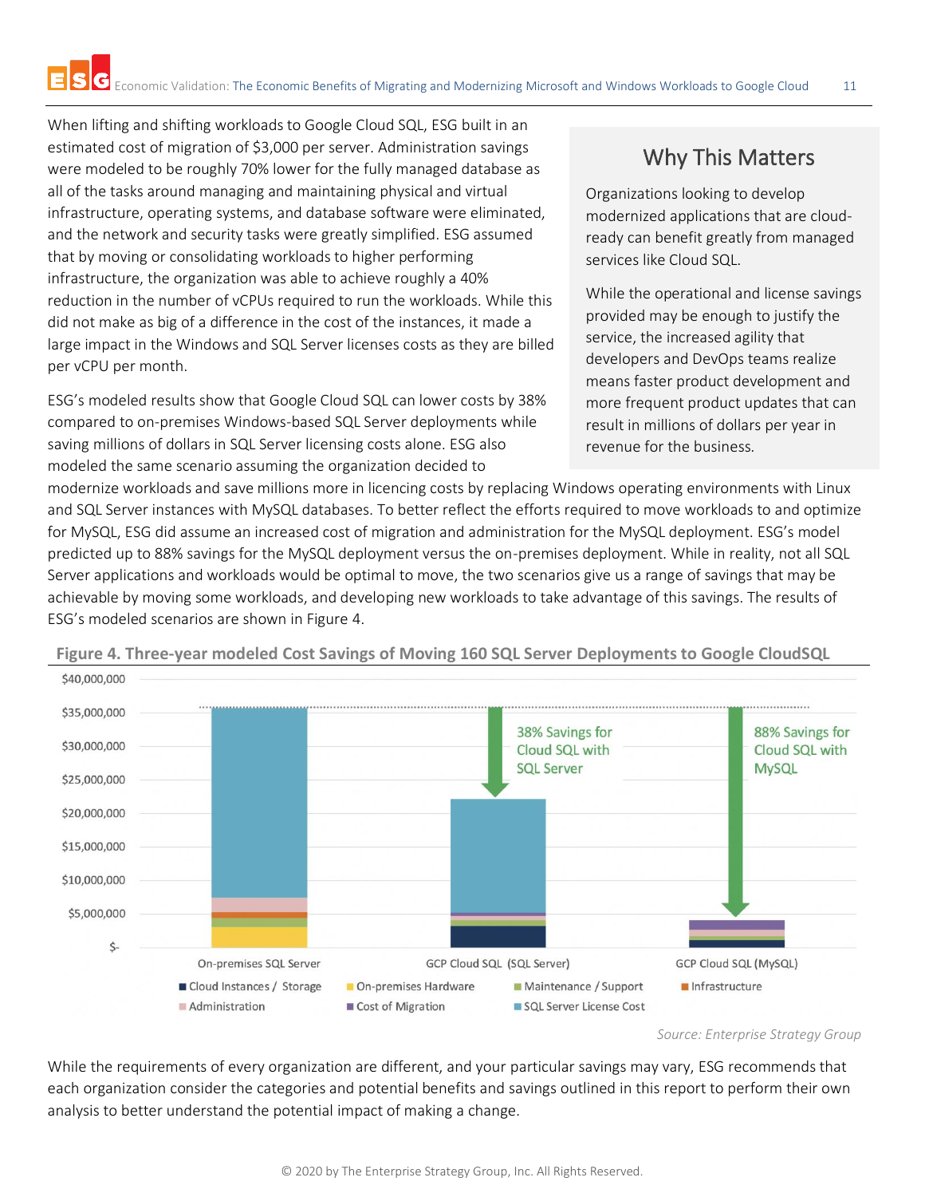When lifting and shifting workloads to Google Cloud SQL, ESG built in an estimated cost of migration of $3,000 per server. Administration savings were modeled to be roughly 70% lower for the fully managed database as all of the tasks around managing and maintaining physical and virtual infrastructure, operating systems, and database software were eliminated, and the network and security tasks were greatly simplified. ESG assumed that by moving or consolidating workloads to higher performing infrastructure, the organization was able to achieve roughly a 40% reduction in the number of vCPUs required to run the workloads. While this did not make as big of a difference in the cost of the instances, it made a large impact in the Windows and SQL Server licenses costs as they are billed per vCPU per month.

ESG's modeled results show that Google Cloud SQL can lower costs by 38% compared to on-premises Windows-based SQL Server deployments while saving millions of dollars in SQL Server licensing costs alone. ESG also modeled the same scenario assuming the organization decided to modernize workloads and save millions more in licencing costs by replacing Windows operating environments with Linux and SQL Server instances with MySQL databases. To better reflect the efforts required to move workloads to and optimize for MySQL, ESG did assume an increased cost of migration and administration for the MySQL deployment. ESG's model predicted up to 88% savings for the MySQL deployment versus the on-premises deployment. While in reality, not all SQL Server applications and workloads would be optimal to move, the two scenarios give us a range of savings that may be achievable by moving some workloads, and developing new workloads to take advantage of this savings. The results of ESG's modeled scenarios are shown in Figure 4.

## Why This Matters

Organizations looking to develop modernized applications that are cloud-ready can benefit greatly from managed services like Cloud SQL.

While the operational and license savings provided may be enough to justify the service, the increased agility that developers and DevOps teams realize means faster product development and more frequent product updates that can result in millions of dollars per year in revenue for the business.

**Figure 4. Three-year modeled Cost Savings of Moving 160 SQL Server Deployments to Google CloudSQL**

Y-axis: $- to $40,000,000

Categories: On-premises SQL Server; GCP Cloud SQL (SQL Server) — 38% Savings for Cloud SQL with SQL Server; GCP Cloud SQL (MySQL) — 88% Savings for Cloud SQL with MySQL

Legend: Cloud Instances / Storage; On-premises Hardware; Maintenance / Support; Infrastructure; Administration; Cost of Migration; SQL Server License Cost

*Source: Enterprise Strategy Group*

While the requirements of every organization are different, and your particular savings may vary, ESG recommends that each organization consider the categories and potential benefits and savings outlined in this report to perform their own analysis to better understand the potential impact of making a change.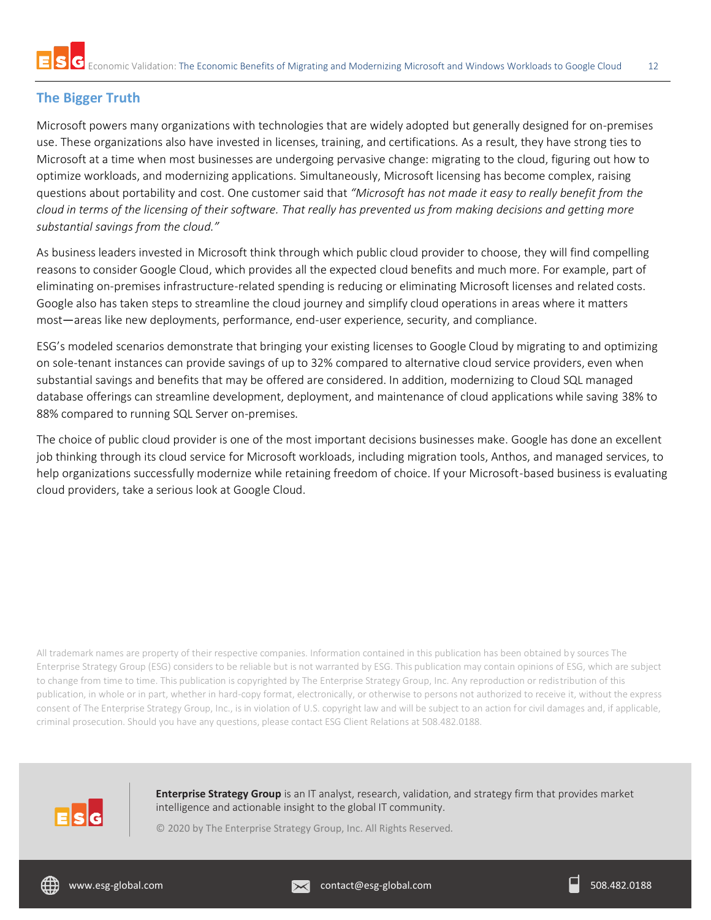## The Bigger Truth

Microsoft powers many organizations with technologies that are widely adopted but generally designed for on-premises use. These organizations also have invested in licenses, training, and certifications. As a result, they have strong ties to Microsoft at a time when most businesses are undergoing pervasive change: migrating to the cloud, figuring out how to optimize workloads, and modernizing applications. Simultaneously, Microsoft licensing has become complex, raising questions about portability and cost. One customer said that *"Microsoft has not made it easy to really benefit from the cloud in terms of the licensing of their software. That really has prevented us from making decisions and getting more substantial savings from the cloud."*

As business leaders invested in Microsoft think through which public cloud provider to choose, they will find compelling reasons to consider Google Cloud, which provides all the expected cloud benefits and much more. For example, part of eliminating on-premises infrastructure-related spending is reducing or eliminating Microsoft licenses and related costs. Google also has taken steps to streamline the cloud journey and simplify cloud operations in areas where it matters most—areas like new deployments, performance, end-user experience, security, and compliance.

ESG's modeled scenarios demonstrate that bringing your existing licenses to Google Cloud by migrating to and optimizing on sole-tenant instances can provide savings of up to 32% compared to alternative cloud service providers, even when substantial savings and benefits that may be offered are considered. In addition, modernizing to Cloud SQL managed database offerings can streamline development, deployment, and maintenance of cloud applications while saving 38% to 88% compared to running SQL Server on-premises.

The choice of public cloud provider is one of the most important decisions businesses make. Google has done an excellent job thinking through its cloud service for Microsoft workloads, including migration tools, Anthos, and managed services, to help organizations successfully modernize while retaining freedom of choice. If your Microsoft-based business is evaluating cloud providers, take a serious look at Google Cloud.

All trademark names are property of their respective companies. Information contained in this publication has been obtained by sources The Enterprise Strategy Group (ESG) considers to be reliable but is not warranted by ESG. This publication may contain opinions of ESG, which are subject to change from time to time. This publication is copyrighted by The Enterprise Strategy Group, Inc. Any reproduction or redistribution of this publication, in whole or in part, whether in hard-copy format, electronically, or otherwise to persons not authorized to receive it, without the express consent of The Enterprise Strategy Group, Inc., is in violation of U.S. copyright law and will be subject to an action for civil damages and, if applicable, criminal prosecution. Should you have any questions, please contact ESG Client Relations at 508.482.0188.

**Enterprise Strategy Group** is an IT analyst, research, validation, and strategy firm that provides market intelligence and actionable insight to the global IT community.

© 2020 by The Enterprise Strategy Group, Inc. All Rights Reserved.

www.esg-global.com contact@esg-global.com 508.482.0188